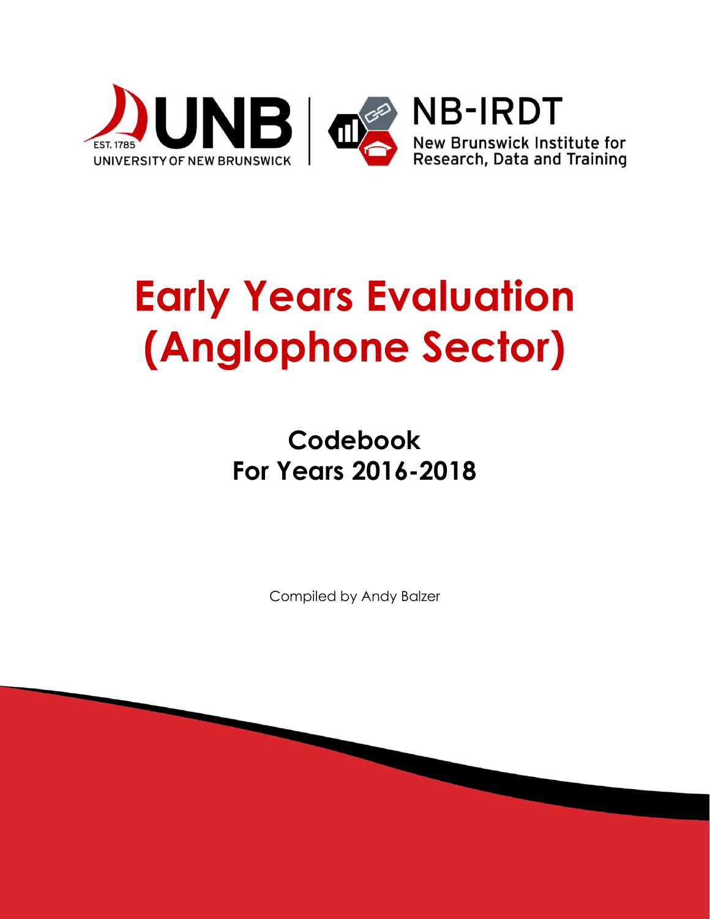UNB
EST. 1785
UNIVERSITY OF NEW BRUNSWICK

NB-IRDT
New Brunswick Institute for Research, Data and Training

# Early Years Evaluation (Anglophone Sector)

## Codebook
## For Years 2016-2018

Compiled by Andy Balzer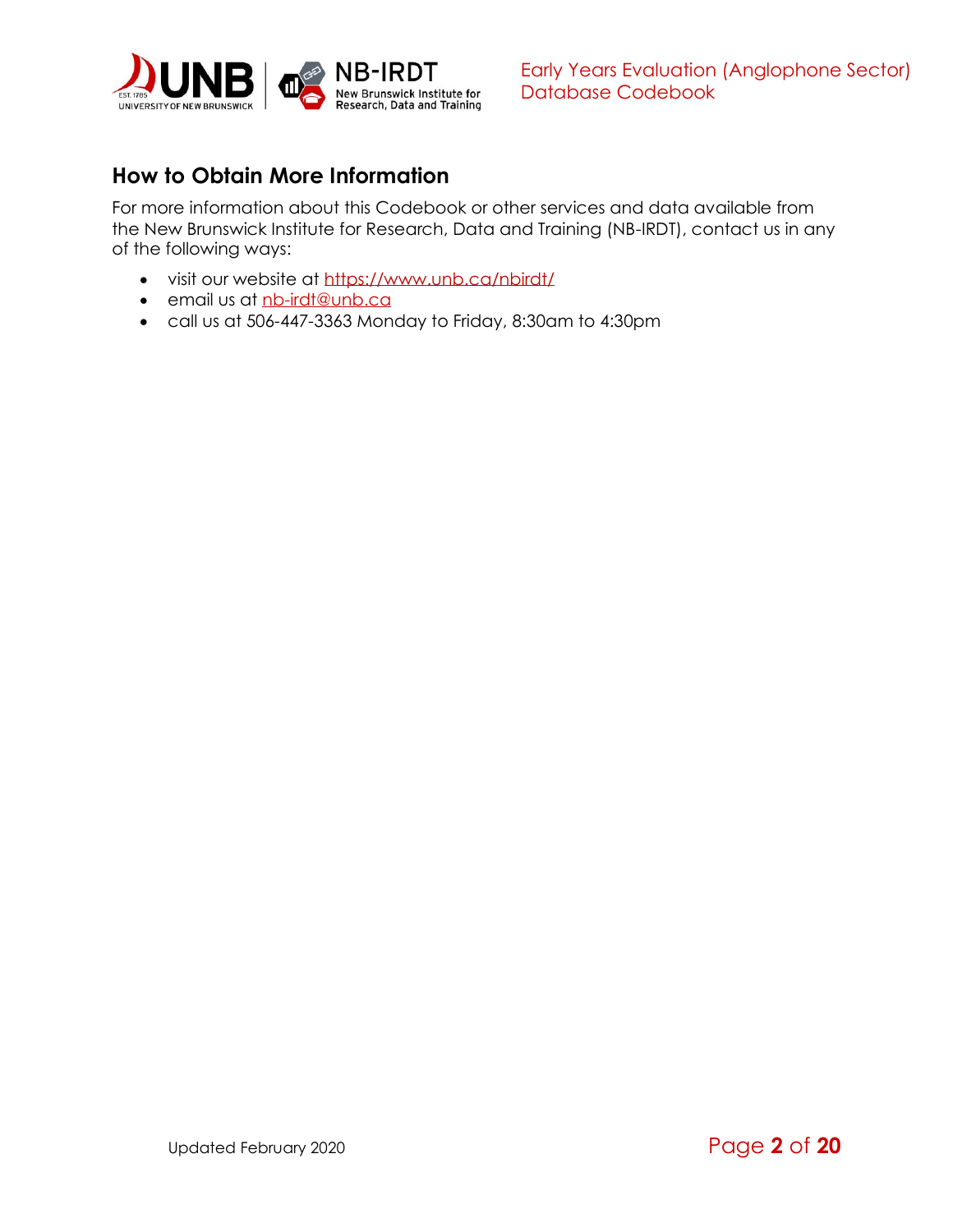## How to Obtain More Information

For more information about this Codebook or other services and data available from the New Brunswick Institute for Research, Data and Training (NB-IRDT), contact us in any of the following ways:

- visit our website at https://www.unb.ca/nbirdt/
- email us at nb-irdt@unb.ca
- call us at 506-447-3363 Monday to Friday, 8:30am to 4:30pm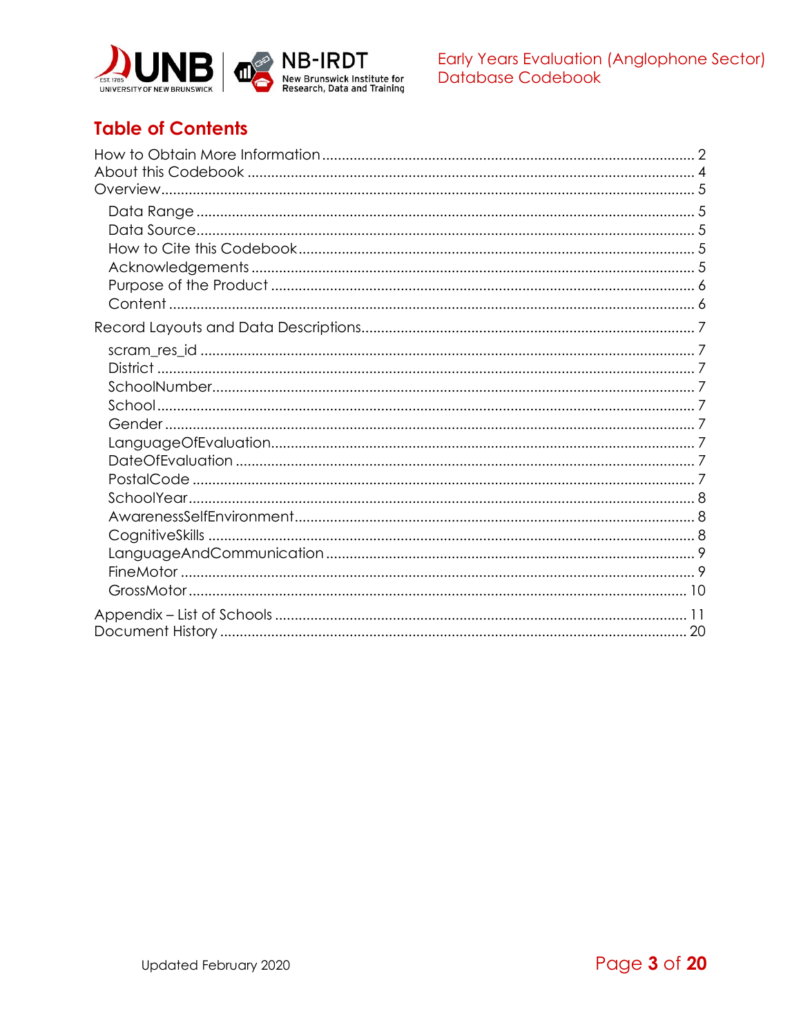# Table of Contents

How to Obtain More Information ........ 2
About this Codebook ........ 4
Overview ........ 5

- Data Range ........ 5
- Data Source ........ 5
- How to Cite this Codebook ........ 5
- Acknowledgements ........ 5
- Purpose of the Product ........ 6
- Content ........ 6

Record Layouts and Data Descriptions ........ 7

- scram_res_id ........ 7
- District ........ 7
- SchoolNumber ........ 7
- School ........ 7
- Gender ........ 7
- LanguageOfEvaluation ........ 7
- DateOfEvaluation ........ 7
- PostalCode ........ 7
- SchoolYear ........ 8
- AwarenessSelfEnvironment ........ 8
- CognitiveSkills ........ 8
- LanguageAndCommunication ........ 9
- FineMotor ........ 9
- GrossMotor ........ 10

Appendix – List of Schools ........ 11
Document History ........ 20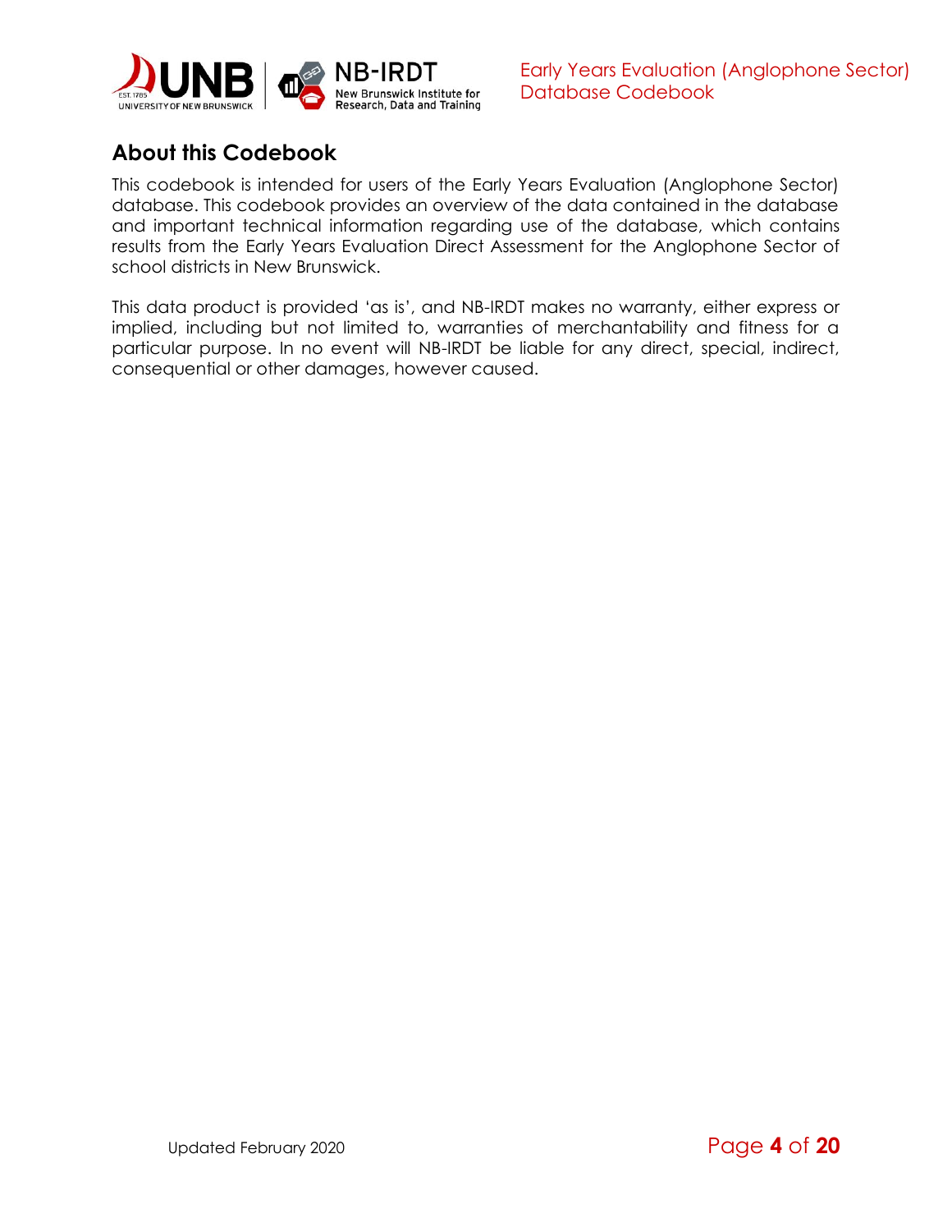## About this Codebook

This codebook is intended for users of the Early Years Evaluation (Anglophone Sector) database. This codebook provides an overview of the data contained in the database and important technical information regarding use of the database, which contains results from the Early Years Evaluation Direct Assessment for the Anglophone Sector of school districts in New Brunswick.

This data product is provided 'as is', and NB-IRDT makes no warranty, either express or implied, including but not limited to, warranties of merchantability and fitness for a particular purpose. In no event will NB-IRDT be liable for any direct, special, indirect, consequential or other damages, however caused.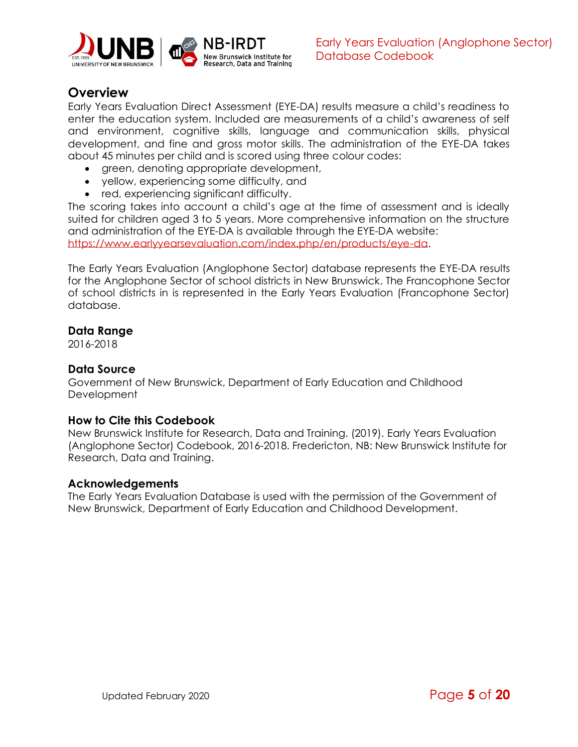## Overview

Early Years Evaluation Direct Assessment (EYE-DA) results measure a child's readiness to enter the education system. Included are measurements of a child's awareness of self and environment, cognitive skills, language and communication skills, physical development, and fine and gross motor skills. The administration of the EYE-DA takes about 45 minutes per child and is scored using three colour codes:

- green, denoting appropriate development,
- yellow, experiencing some difficulty, and
- red, experiencing significant difficulty.

The scoring takes into account a child's age at the time of assessment and is ideally suited for children aged 3 to 5 years. More comprehensive information on the structure and administration of the EYE-DA is available through the EYE-DA website: https://www.earlyyearsevaluation.com/index.php/en/products/eye-da.

The Early Years Evaluation (Anglophone Sector) database represents the EYE-DA results for the Anglophone Sector of school districts in New Brunswick. The Francophone Sector of school districts in is represented in the Early Years Evaluation (Francophone Sector) database.

### Data Range

2016-2018

### Data Source

Government of New Brunswick, Department of Early Education and Childhood Development

### How to Cite this Codebook

New Brunswick Institute for Research, Data and Training. (2019). Early Years Evaluation (Anglophone Sector) Codebook, 2016-2018. Fredericton, NB: New Brunswick Institute for Research, Data and Training.

### Acknowledgements

The Early Years Evaluation Database is used with the permission of the Government of New Brunswick, Department of Early Education and Childhood Development.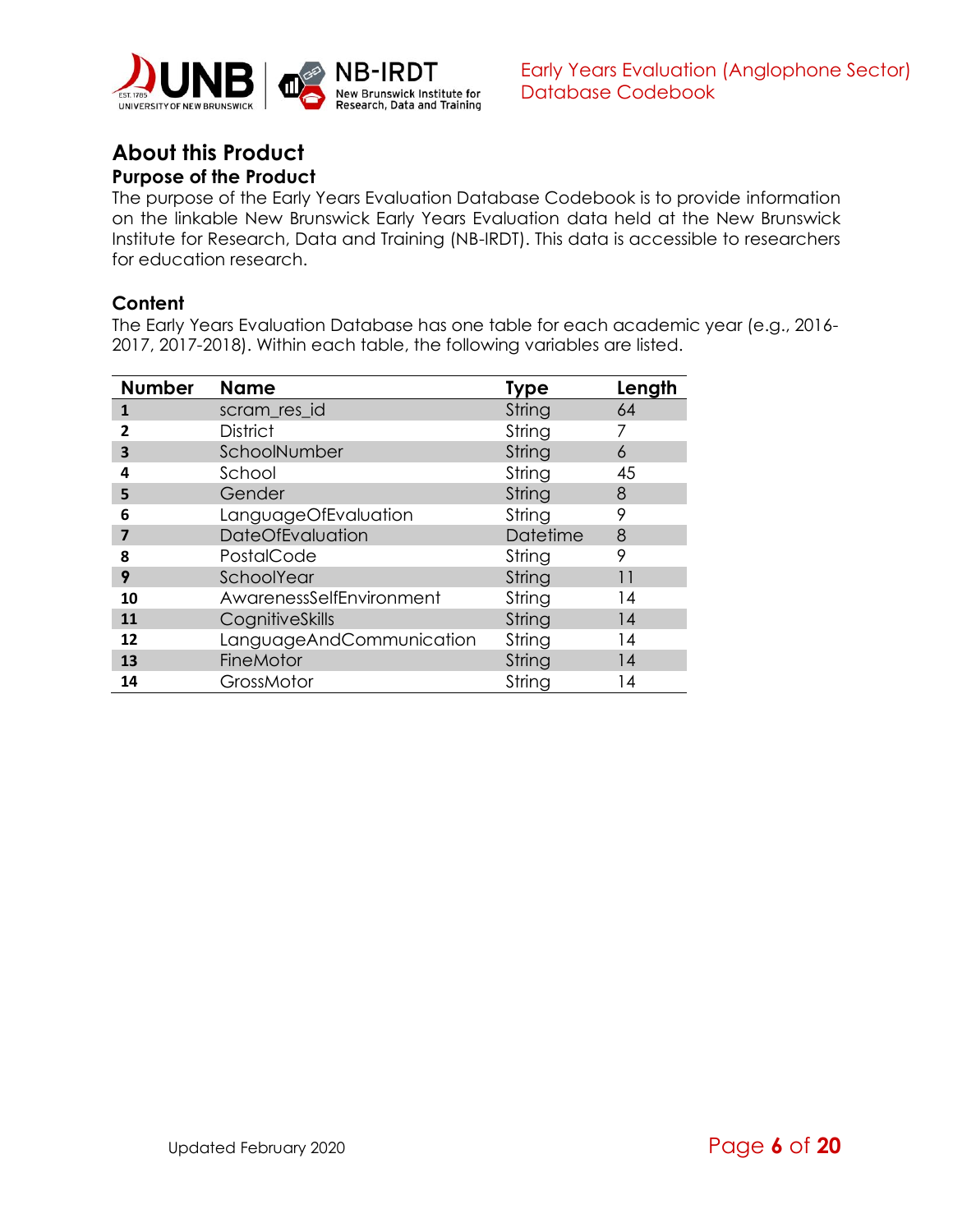## About this Product

### Purpose of the Product

The purpose of the Early Years Evaluation Database Codebook is to provide information on the linkable New Brunswick Early Years Evaluation data held at the New Brunswick Institute for Research, Data and Training (NB-IRDT). This data is accessible to researchers for education research.

### Content

The Early Years Evaluation Database has one table for each academic year (e.g., 2016-2017, 2017-2018). Within each table, the following variables are listed.

| Number | Name | Type | Length |
|---|---|---|---|
| 1 | scram_res_id | String | 64 |
| 2 | District | String | 7 |
| 3 | SchoolNumber | String | 6 |
| 4 | School | String | 45 |
| 5 | Gender | String | 8 |
| 6 | LanguageOfEvaluation | String | 9 |
| 7 | DateOfEvaluation | Datetime | 8 |
| 8 | PostalCode | String | 9 |
| 9 | SchoolYear | String | 11 |
| 10 | AwarenessSelfEnvironment | String | 14 |
| 11 | CognitiveSkills | String | 14 |
| 12 | LanguageAndCommunication | String | 14 |
| 13 | FineMotor | String | 14 |
| 14 | GrossMotor | String | 14 |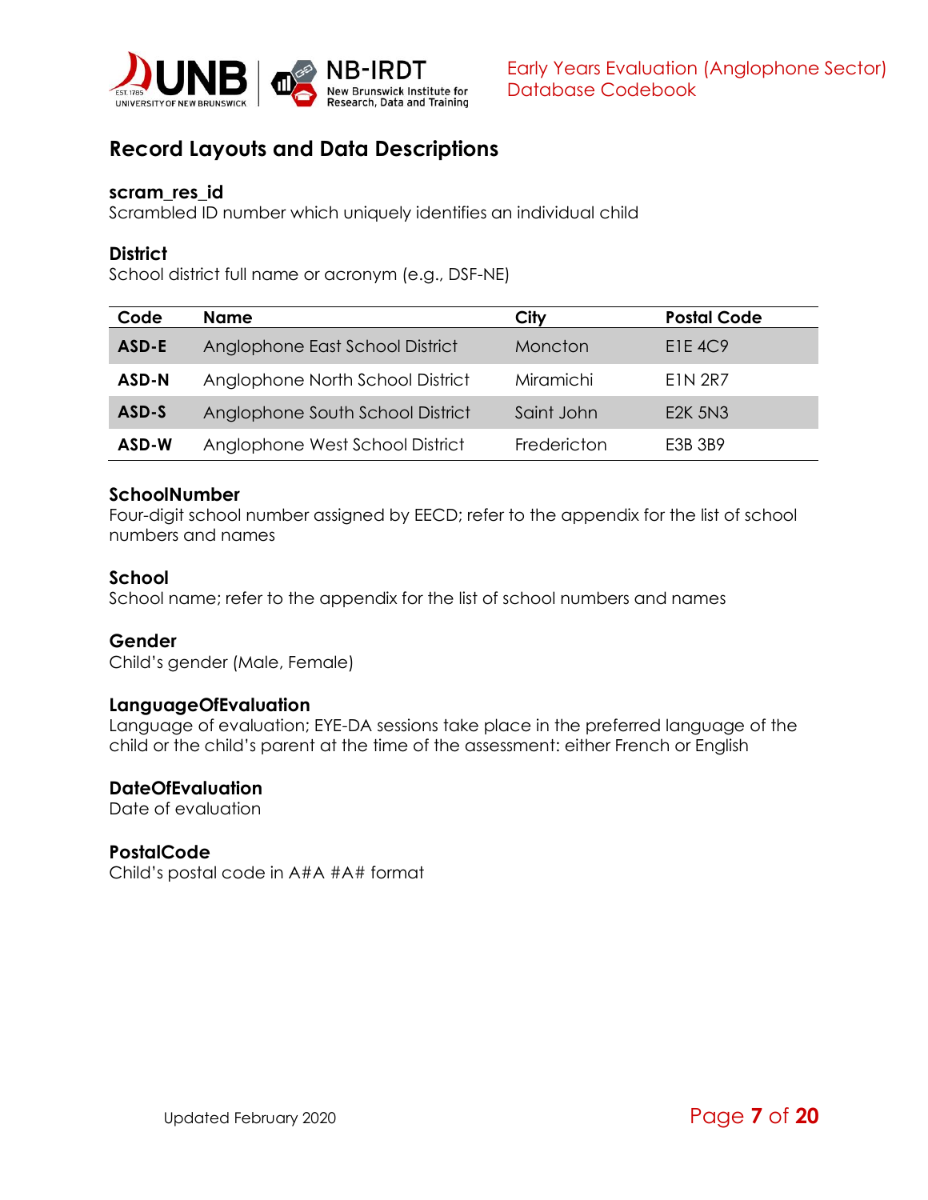# Record Layouts and Data Descriptions

### scram_res_id

Scrambled ID number which uniquely identifies an individual child

### District

School district full name or acronym (e.g., DSF-NE)

| Code | Name | City | Postal Code |
|---|---|---|---|
| **ASD-E** | Anglophone East School District | Moncton | E1E 4C9 |
| **ASD-N** | Anglophone North School District | Miramichi | E1N 2R7 |
| **ASD-S** | Anglophone South School District | Saint John | E2K 5N3 |
| **ASD-W** | Anglophone West School District | Fredericton | E3B 3B9 |

### SchoolNumber

Four-digit school number assigned by EECD; refer to the appendix for the list of school numbers and names

### School

School name; refer to the appendix for the list of school numbers and names

### Gender

Child's gender (Male, Female)

### LanguageOfEvaluation

Language of evaluation; EYE-DA sessions take place in the preferred language of the child or the child's parent at the time of the assessment: either French or English

### DateOfEvaluation

Date of evaluation

### PostalCode

Child's postal code in A#A #A# format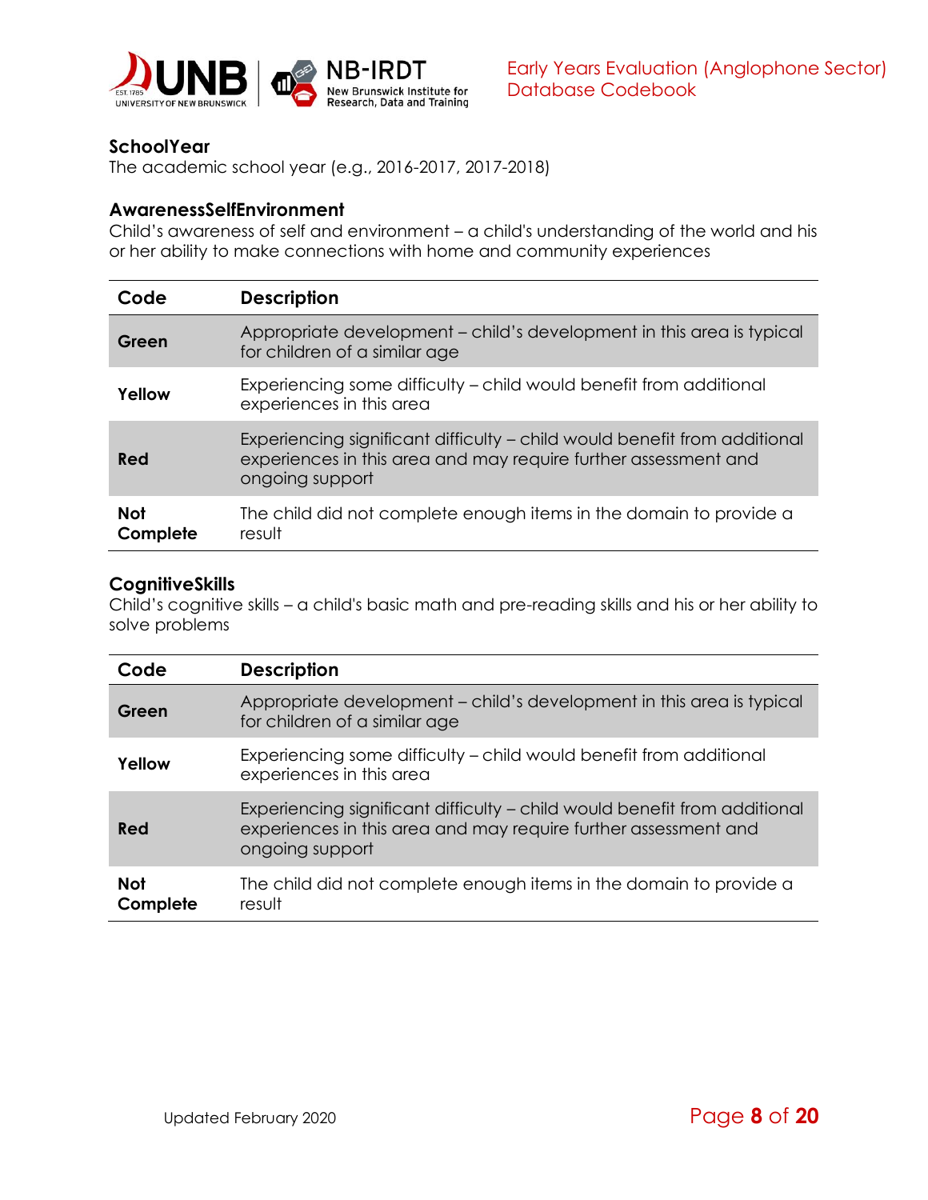### SchoolYear

The academic school year (e.g., 2016-2017, 2017-2018)

### AwarenessSelfEnvironment

Child's awareness of self and environment – a child's understanding of the world and his or her ability to make connections with home and community experiences

| Code | Description |
|---|---|
| **Green** | Appropriate development – child's development in this area is typical for children of a similar age |
| **Yellow** | Experiencing some difficulty – child would benefit from additional experiences in this area |
| **Red** | Experiencing significant difficulty – child would benefit from additional experiences in this area and may require further assessment and ongoing support |
| **Not Complete** | The child did not complete enough items in the domain to provide a result |

### CognitiveSkills

Child's cognitive skills – a child's basic math and pre-reading skills and his or her ability to solve problems

| Code | Description |
|---|---|
| **Green** | Appropriate development – child's development in this area is typical for children of a similar age |
| **Yellow** | Experiencing some difficulty – child would benefit from additional experiences in this area |
| **Red** | Experiencing significant difficulty – child would benefit from additional experiences in this area and may require further assessment and ongoing support |
| **Not Complete** | The child did not complete enough items in the domain to provide a result |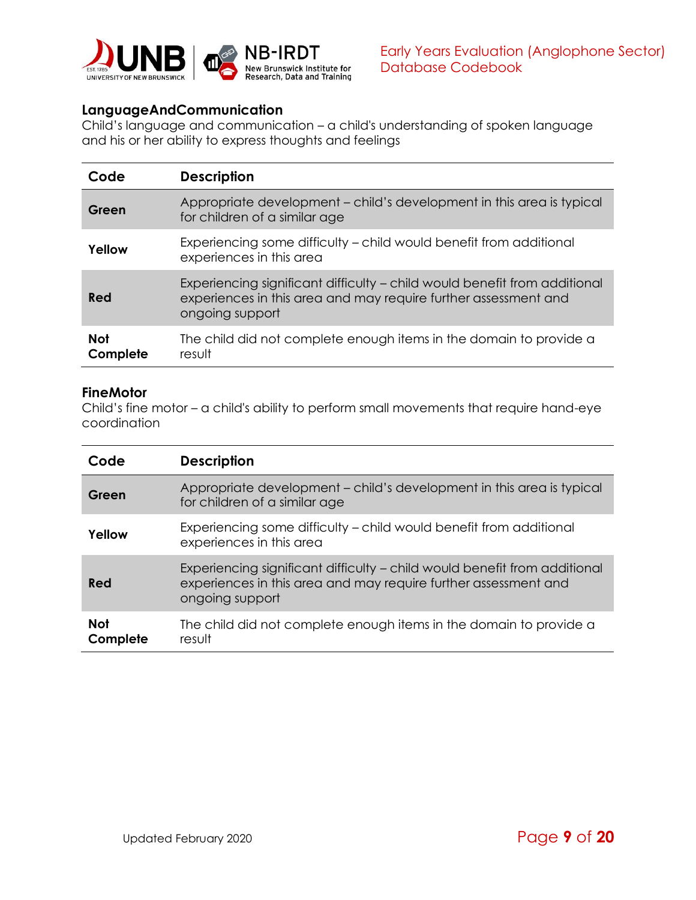### LanguageAndCommunication

Child's language and communication – a child's understanding of spoken language and his or her ability to express thoughts and feelings

| Code | Description |
|---|---|
| **Green** | Appropriate development – child's development in this area is typical for children of a similar age |
| **Yellow** | Experiencing some difficulty – child would benefit from additional experiences in this area |
| **Red** | Experiencing significant difficulty – child would benefit from additional experiences in this area and may require further assessment and ongoing support |
| **Not Complete** | The child did not complete enough items in the domain to provide a result |

### FineMotor

Child's fine motor – a child's ability to perform small movements that require hand-eye coordination

| Code | Description |
|---|---|
| **Green** | Appropriate development – child's development in this area is typical for children of a similar age |
| **Yellow** | Experiencing some difficulty – child would benefit from additional experiences in this area |
| **Red** | Experiencing significant difficulty – child would benefit from additional experiences in this area and may require further assessment and ongoing support |
| **Not Complete** | The child did not complete enough items in the domain to provide a result |

Updated February 2020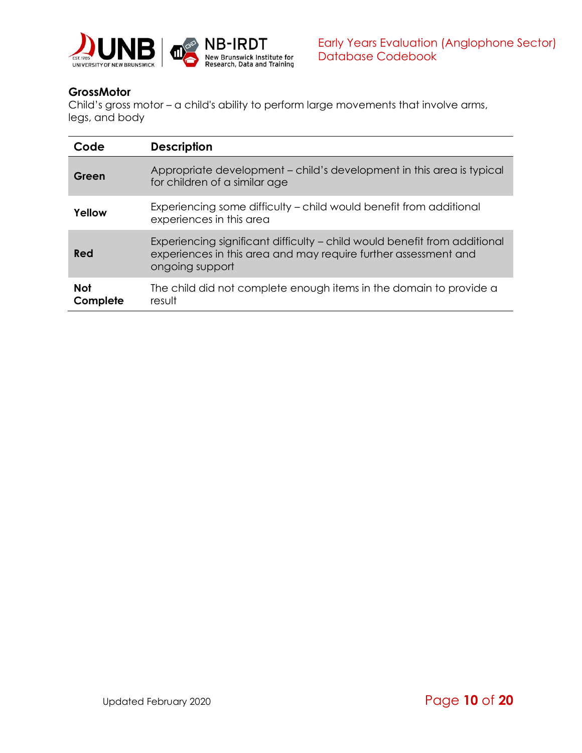### GrossMotor

Child's gross motor – a child's ability to perform large movements that involve arms, legs, and body

| Code | Description |
| --- | --- |
| **Green** | Appropriate development – child's development in this area is typical for children of a similar age |
| **Yellow** | Experiencing some difficulty – child would benefit from additional experiences in this area |
| **Red** | Experiencing significant difficulty – child would benefit from additional experiences in this area and may require further assessment and ongoing support |
| **Not Complete** | The child did not complete enough items in the domain to provide a result |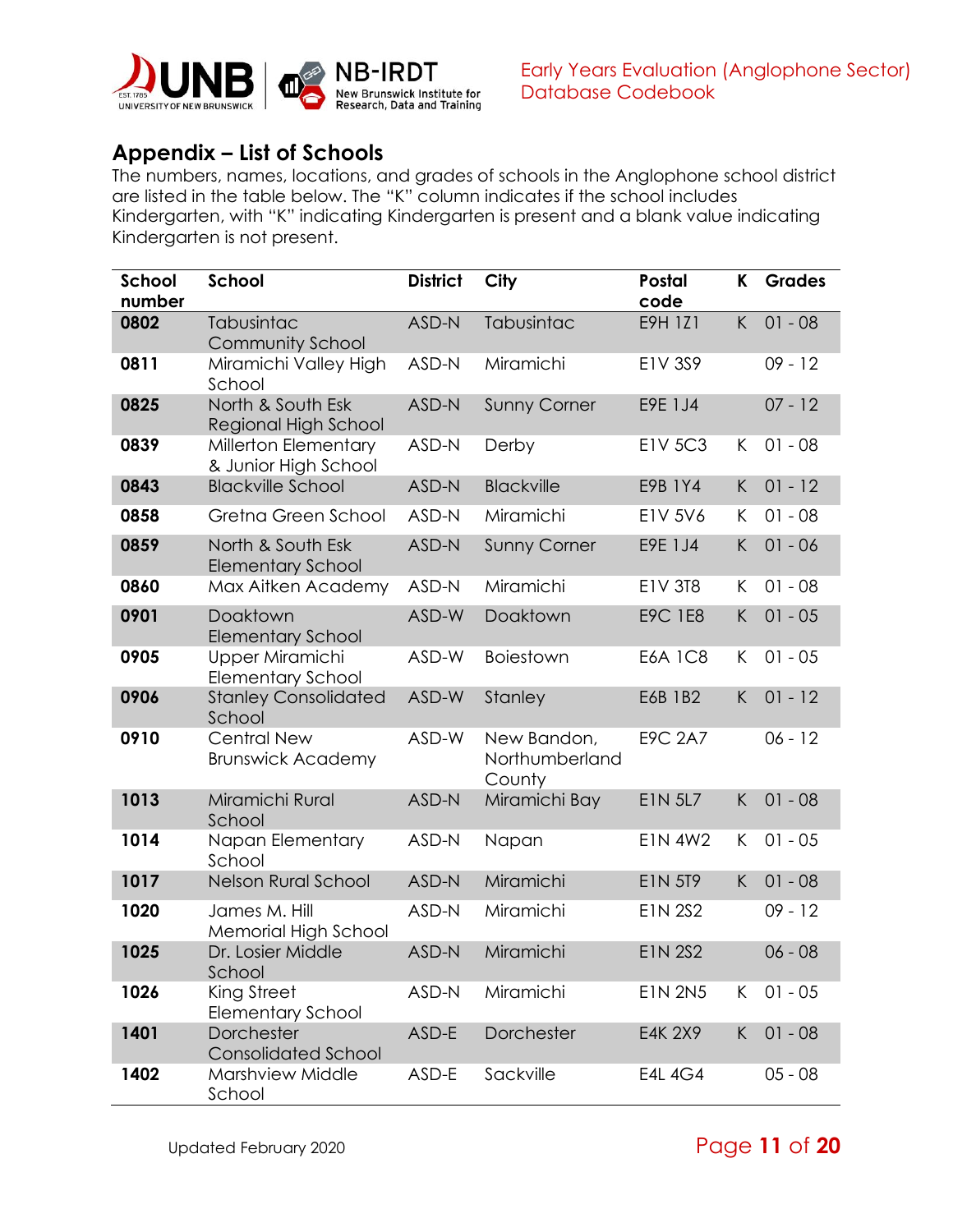## Appendix – List of Schools

The numbers, names, locations, and grades of schools in the Anglophone school district are listed in the table below. The "K" column indicates if the school includes Kindergarten, with "K" indicating Kindergarten is present and a blank value indicating Kindergarten is not present.

| School number | School | District | City | Postal code | K | Grades |
|---|---|---|---|---|---|---|
| **0802** | Tabusintac Community School | ASD-N | Tabusintac | E9H 1Z1 | K | 01 - 08 |
| **0811** | Miramichi Valley High School | ASD-N | Miramichi | E1V 3S9 | | 09 - 12 |
| **0825** | North & South Esk Regional High School | ASD-N | Sunny Corner | E9E 1J4 | | 07 - 12 |
| **0839** | Millerton Elementary & Junior High School | ASD-N | Derby | E1V 5C3 | K | 01 - 08 |
| **0843** | Blackville School | ASD-N | Blackville | E9B 1Y4 | K | 01 - 12 |
| **0858** | Gretna Green School | ASD-N | Miramichi | E1V 5V6 | K | 01 - 08 |
| **0859** | North & South Esk Elementary School | ASD-N | Sunny Corner | E9E 1J4 | K | 01 - 06 |
| **0860** | Max Aitken Academy | ASD-N | Miramichi | E1V 3T8 | K | 01 - 08 |
| **0901** | Doaktown Elementary School | ASD-W | Doaktown | E9C 1E8 | K | 01 - 05 |
| **0905** | Upper Miramichi Elementary School | ASD-W | Boiestown | E6A 1C8 | K | 01 - 05 |
| **0906** | Stanley Consolidated School | ASD-W | Stanley | E6B 1B2 | K | 01 - 12 |
| **0910** | Central New Brunswick Academy | ASD-W | New Bandon, Northumberland County | E9C 2A7 | | 06 - 12 |
| **1013** | Miramichi Rural School | ASD-N | Miramichi Bay | E1N 5L7 | K | 01 - 08 |
| **1014** | Napan Elementary School | ASD-N | Napan | E1N 4W2 | K | 01 - 05 |
| **1017** | Nelson Rural School | ASD-N | Miramichi | E1N 5T9 | K | 01 - 08 |
| **1020** | James M. Hill Memorial High School | ASD-N | Miramichi | E1N 2S2 | | 09 - 12 |
| **1025** | Dr. Losier Middle School | ASD-N | Miramichi | E1N 2S2 | | 06 - 08 |
| **1026** | King Street Elementary School | ASD-N | Miramichi | E1N 2N5 | K | 01 - 05 |
| **1401** | Dorchester Consolidated School | ASD-E | Dorchester | E4K 2X9 | K | 01 - 08 |
| **1402** | Marshview Middle School | ASD-E | Sackville | E4L 4G4 | | 05 - 08 |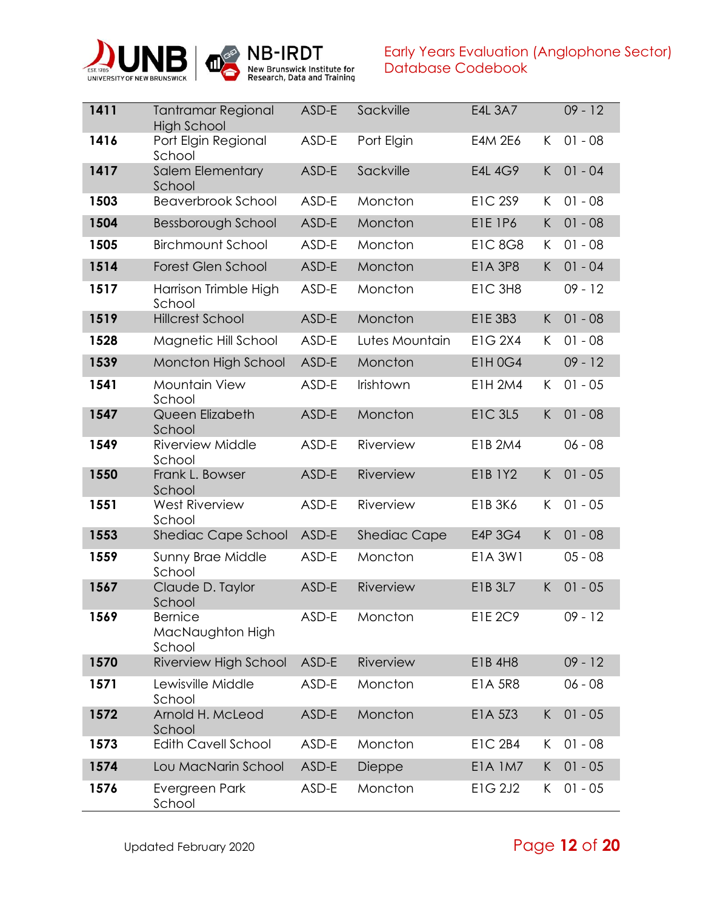| | | | | | | |
|---|---|---|---|---|---|---|
| **1411** | Tantramar Regional High School | ASD-E | Sackville | E4L 3A7 | | 09 - 12 |
| **1416** | Port Elgin Regional School | ASD-E | Port Elgin | E4M 2E6 | K | 01 - 08 |
| **1417** | Salem Elementary School | ASD-E | Sackville | E4L 4G9 | K | 01 - 04 |
| **1503** | Beaverbrook School | ASD-E | Moncton | E1C 2S9 | K | 01 - 08 |
| **1504** | Bessborough School | ASD-E | Moncton | E1E 1P6 | K | 01 - 08 |
| **1505** | Birchmount School | ASD-E | Moncton | E1C 8G8 | K | 01 - 08 |
| **1514** | Forest Glen School | ASD-E | Moncton | E1A 3P8 | K | 01 - 04 |
| **1517** | Harrison Trimble High School | ASD-E | Moncton | E1C 3H8 | | 09 - 12 |
| **1519** | Hillcrest School | ASD-E | Moncton | E1E 3B3 | K | 01 - 08 |
| **1528** | Magnetic Hill School | ASD-E | Lutes Mountain | E1G 2X4 | K | 01 - 08 |
| **1539** | Moncton High School | ASD-E | Moncton | E1H 0G4 | | 09 - 12 |
| **1541** | Mountain View School | ASD-E | Irishtown | E1H 2M4 | K | 01 - 05 |
| **1547** | Queen Elizabeth School | ASD-E | Moncton | E1C 3L5 | K | 01 - 08 |
| **1549** | Riverview Middle School | ASD-E | Riverview | E1B 2M4 | | 06 - 08 |
| **1550** | Frank L. Bowser School | ASD-E | Riverview | E1B 1Y2 | K | 01 - 05 |
| **1551** | West Riverview School | ASD-E | Riverview | E1B 3K6 | K | 01 - 05 |
| **1553** | Shediac Cape School | ASD-E | Shediac Cape | E4P 3G4 | K | 01 - 08 |
| **1559** | Sunny Brae Middle School | ASD-E | Moncton | E1A 3W1 | | 05 - 08 |
| **1567** | Claude D. Taylor School | ASD-E | Riverview | E1B 3L7 | K | 01 - 05 |
| **1569** | Bernice MacNaughton High School | ASD-E | Moncton | E1E 2C9 | | 09 - 12 |
| **1570** | Riverview High School | ASD-E | Riverview | E1B 4H8 | | 09 - 12 |
| **1571** | Lewisville Middle School | ASD-E | Moncton | E1A 5R8 | | 06 - 08 |
| **1572** | Arnold H. McLeod School | ASD-E | Moncton | E1A 5Z3 | K | 01 - 05 |
| **1573** | Edith Cavell School | ASD-E | Moncton | E1C 2B4 | K | 01 - 08 |
| **1574** | Lou MacNarin School | ASD-E | Dieppe | E1A 1M7 | K | 01 - 05 |
| **1576** | Evergreen Park School | ASD-E | Moncton | E1G 2J2 | K | 01 - 05 |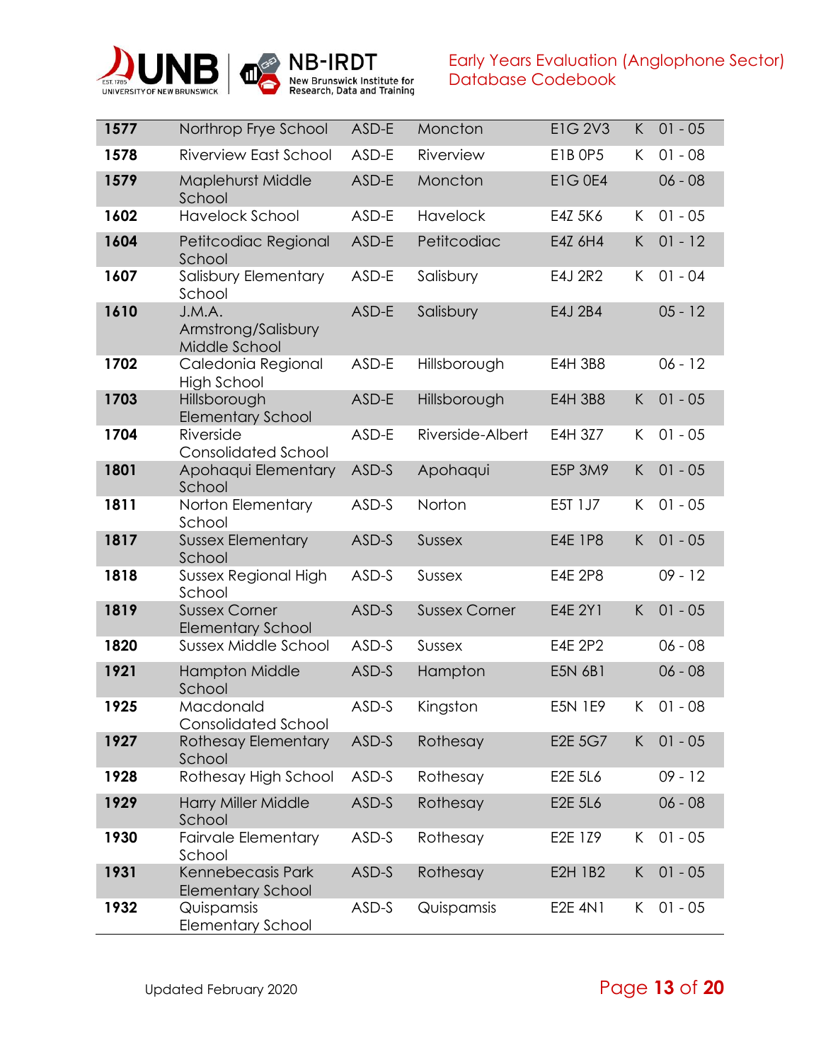| | | | | | | |
|---|---|---|---|---|---|---|
| **1577** | Northrop Frye School | ASD-E | Moncton | E1G 2V3 | K | 01 - 05 |
| **1578** | Riverview East School | ASD-E | Riverview | E1B 0P5 | K | 01 - 08 |
| **1579** | Maplehurst Middle School | ASD-E | Moncton | E1G 0E4 | | 06 - 08 |
| **1602** | Havelock School | ASD-E | Havelock | E4Z 5K6 | K | 01 - 05 |
| **1604** | Petitcodiac Regional School | ASD-E | Petitcodiac | E4Z 6H4 | K | 01 - 12 |
| **1607** | Salisbury Elementary School | ASD-E | Salisbury | E4J 2R2 | K | 01 - 04 |
| **1610** | J.M.A. Armstrong/Salisbury Middle School | ASD-E | Salisbury | E4J 2B4 | | 05 - 12 |
| **1702** | Caledonia Regional High School | ASD-E | Hillsborough | E4H 3B8 | | 06 - 12 |
| **1703** | Hillsborough Elementary School | ASD-E | Hillsborough | E4H 3B8 | K | 01 - 05 |
| **1704** | Riverside Consolidated School | ASD-E | Riverside-Albert | E4H 3Z7 | K | 01 - 05 |
| **1801** | Apohaqui Elementary School | ASD-S | Apohaqui | E5P 3M9 | K | 01 - 05 |
| **1811** | Norton Elementary School | ASD-S | Norton | E5T 1J7 | K | 01 - 05 |
| **1817** | Sussex Elementary School | ASD-S | Sussex | E4E 1P8 | K | 01 - 05 |
| **1818** | Sussex Regional High School | ASD-S | Sussex | E4E 2P8 | | 09 - 12 |
| **1819** | Sussex Corner Elementary School | ASD-S | Sussex Corner | E4E 2Y1 | K | 01 - 05 |
| **1820** | Sussex Middle School | ASD-S | Sussex | E4E 2P2 | | 06 - 08 |
| **1921** | Hampton Middle School | ASD-S | Hampton | E5N 6B1 | | 06 - 08 |
| **1925** | Macdonald Consolidated School | ASD-S | Kingston | E5N 1E9 | K | 01 - 08 |
| **1927** | Rothesay Elementary School | ASD-S | Rothesay | E2E 5G7 | K | 01 - 05 |
| **1928** | Rothesay High School | ASD-S | Rothesay | E2E 5L6 | | 09 - 12 |
| **1929** | Harry Miller Middle School | ASD-S | Rothesay | E2E 5L6 | | 06 - 08 |
| **1930** | Fairvale Elementary School | ASD-S | Rothesay | E2E 1Z9 | K | 01 - 05 |
| **1931** | Kennebecasis Park Elementary School | ASD-S | Rothesay | E2H 1B2 | K | 01 - 05 |
| **1932** | Quispamsis Elementary School | ASD-S | Quispamsis | E2E 4N1 | K | 01 - 05 |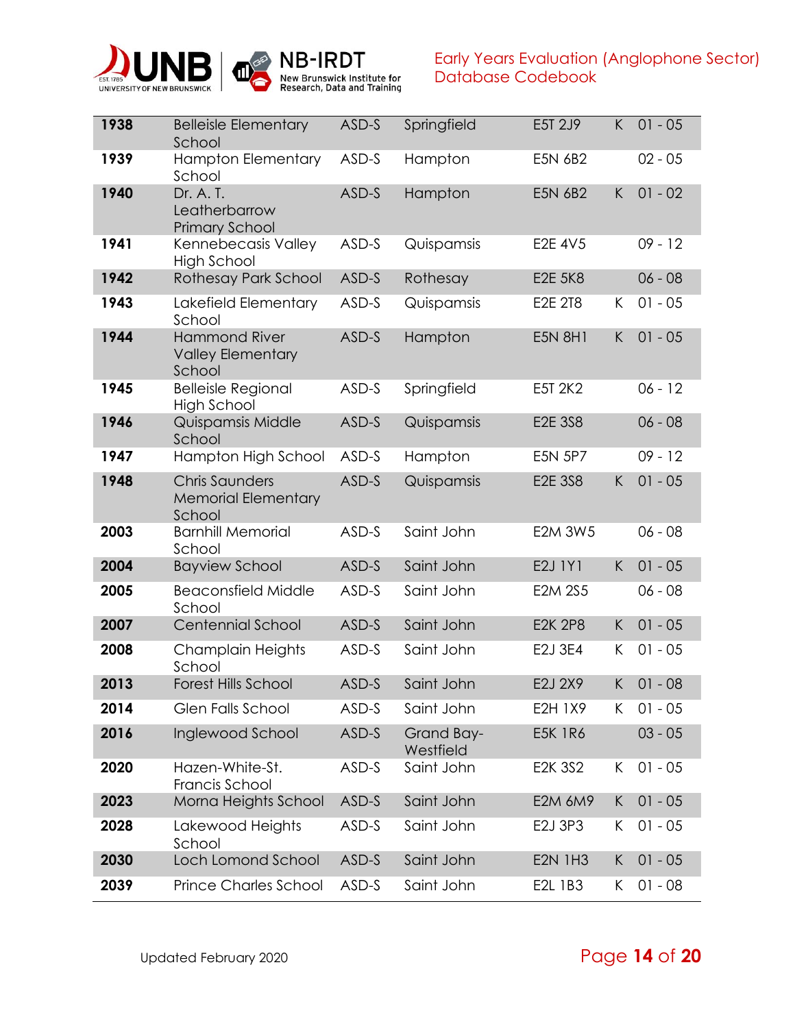| | | | | | | |
|---|---|---|---|---|---|---|
| **1938** | Belleisle Elementary School | ASD-S | Springfield | E5T 2J9 | K | 01 - 05 |
| **1939** | Hampton Elementary School | ASD-S | Hampton | E5N 6B2 | | 02 - 05 |
| **1940** | Dr. A. T. Leatherbarrow Primary School | ASD-S | Hampton | E5N 6B2 | K | 01 - 02 |
| **1941** | Kennebecasis Valley High School | ASD-S | Quispamsis | E2E 4V5 | | 09 - 12 |
| **1942** | Rothesay Park School | ASD-S | Rothesay | E2E 5K8 | | 06 - 08 |
| **1943** | Lakefield Elementary School | ASD-S | Quispamsis | E2E 2T8 | K | 01 - 05 |
| **1944** | Hammond River Valley Elementary School | ASD-S | Hampton | E5N 8H1 | K | 01 - 05 |
| **1945** | Belleisle Regional High School | ASD-S | Springfield | E5T 2K2 | | 06 - 12 |
| **1946** | Quispamsis Middle School | ASD-S | Quispamsis | E2E 3S8 | | 06 - 08 |
| **1947** | Hampton High School | ASD-S | Hampton | E5N 5P7 | | 09 - 12 |
| **1948** | Chris Saunders Memorial Elementary School | ASD-S | Quispamsis | E2E 3S8 | K | 01 - 05 |
| **2003** | Barnhill Memorial School | ASD-S | Saint John | E2M 3W5 | | 06 - 08 |
| **2004** | Bayview School | ASD-S | Saint John | E2J 1Y1 | K | 01 - 05 |
| **2005** | Beaconsfield Middle School | ASD-S | Saint John | E2M 2S5 | | 06 - 08 |
| **2007** | Centennial School | ASD-S | Saint John | E2K 2P8 | K | 01 - 05 |
| **2008** | Champlain Heights School | ASD-S | Saint John | E2J 3E4 | K | 01 - 05 |
| **2013** | Forest Hills School | ASD-S | Saint John | E2J 2X9 | K | 01 - 08 |
| **2014** | Glen Falls School | ASD-S | Saint John | E2H 1X9 | K | 01 - 05 |
| **2016** | Inglewood School | ASD-S | Grand Bay-Westfield | E5K 1R6 | | 03 - 05 |
| **2020** | Hazen-White-St. Francis School | ASD-S | Saint John | E2K 3S2 | K | 01 - 05 |
| **2023** | Morna Heights School | ASD-S | Saint John | E2M 6M9 | K | 01 - 05 |
| **2028** | Lakewood Heights School | ASD-S | Saint John | E2J 3P3 | K | 01 - 05 |
| **2030** | Loch Lomond School | ASD-S | Saint John | E2N 1H3 | K | 01 - 05 |
| **2039** | Prince Charles School | ASD-S | Saint John | E2L 1B3 | K | 01 - 08 |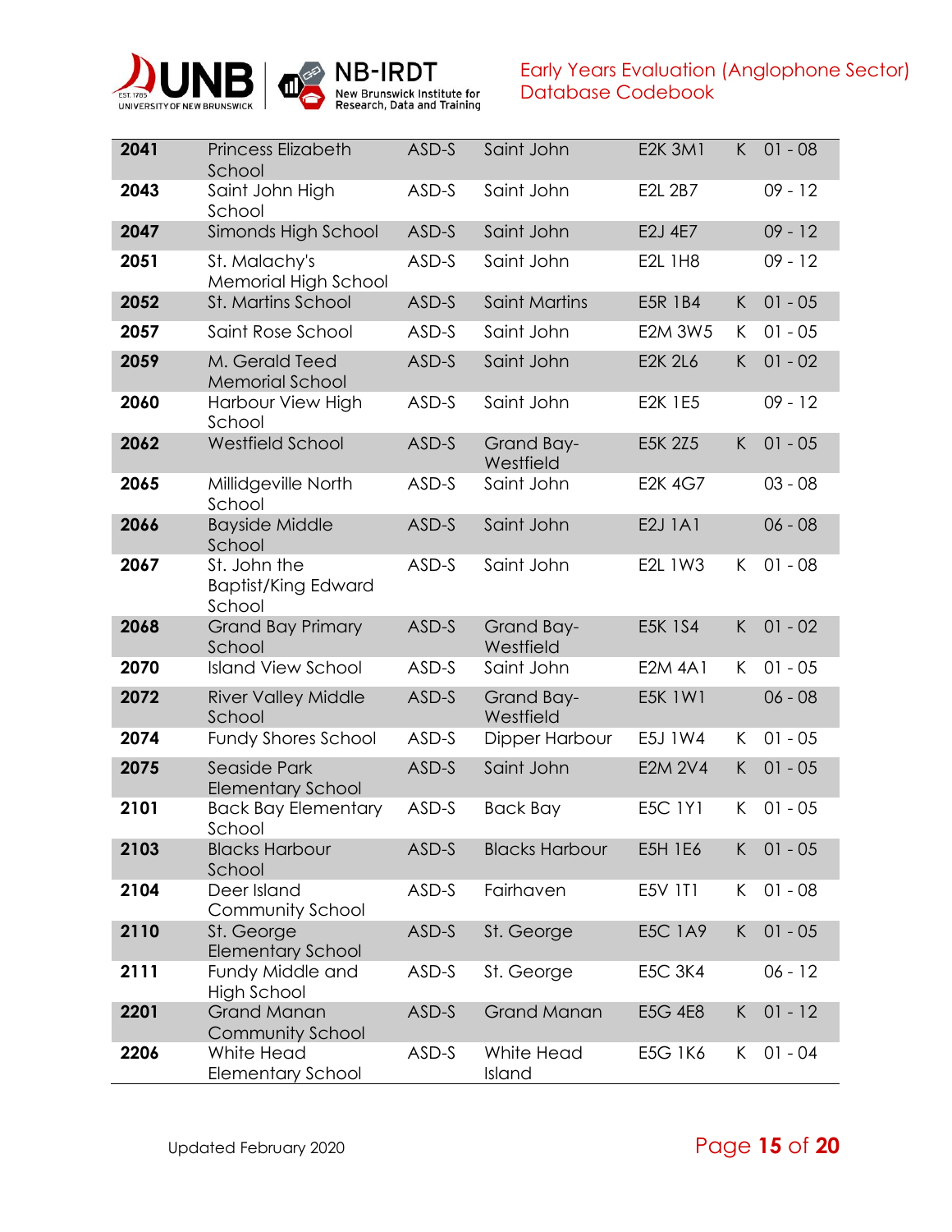| | | | | | | |
|---|---|---|---|---|---|---|
| **2041** | Princess Elizabeth School | ASD-S | Saint John | E2K 3M1 | K | 01 - 08 |
| **2043** | Saint John High School | ASD-S | Saint John | E2L 2B7 | | 09 - 12 |
| **2047** | Simonds High School | ASD-S | Saint John | E2J 4E7 | | 09 - 12 |
| **2051** | St. Malachy's Memorial High School | ASD-S | Saint John | E2L 1H8 | | 09 - 12 |
| **2052** | St. Martins School | ASD-S | Saint Martins | E5R 1B4 | K | 01 - 05 |
| **2057** | Saint Rose School | ASD-S | Saint John | E2M 3W5 | K | 01 - 05 |
| **2059** | M. Gerald Teed Memorial School | ASD-S | Saint John | E2K 2L6 | K | 01 - 02 |
| **2060** | Harbour View High School | ASD-S | Saint John | E2K 1E5 | | 09 - 12 |
| **2062** | Westfield School | ASD-S | Grand Bay-Westfield | E5K 2Z5 | K | 01 - 05 |
| **2065** | Millidgeville North School | ASD-S | Saint John | E2K 4G7 | | 03 - 08 |
| **2066** | Bayside Middle School | ASD-S | Saint John | E2J 1A1 | | 06 - 08 |
| **2067** | St. John the Baptist/King Edward School | ASD-S | Saint John | E2L 1W3 | K | 01 - 08 |
| **2068** | Grand Bay Primary School | ASD-S | Grand Bay-Westfield | E5K 1S4 | K | 01 - 02 |
| **2070** | Island View School | ASD-S | Saint John | E2M 4A1 | K | 01 - 05 |
| **2072** | River Valley Middle School | ASD-S | Grand Bay-Westfield | E5K 1W1 | | 06 - 08 |
| **2074** | Fundy Shores School | ASD-S | Dipper Harbour | E5J 1W4 | K | 01 - 05 |
| **2075** | Seaside Park Elementary School | ASD-S | Saint John | E2M 2V4 | K | 01 - 05 |
| **2101** | Back Bay Elementary School | ASD-S | Back Bay | E5C 1Y1 | K | 01 - 05 |
| **2103** | Blacks Harbour School | ASD-S | Blacks Harbour | E5H 1E6 | K | 01 - 05 |
| **2104** | Deer Island Community School | ASD-S | Fairhaven | E5V 1T1 | K | 01 - 08 |
| **2110** | St. George Elementary School | ASD-S | St. George | E5C 1A9 | K | 01 - 05 |
| **2111** | Fundy Middle and High School | ASD-S | St. George | E5C 3K4 | | 06 - 12 |
| **2201** | Grand Manan Community School | ASD-S | Grand Manan | E5G 4E8 | K | 01 - 12 |
| **2206** | White Head Elementary School | ASD-S | White Head Island | E5G 1K6 | K | 01 - 04 |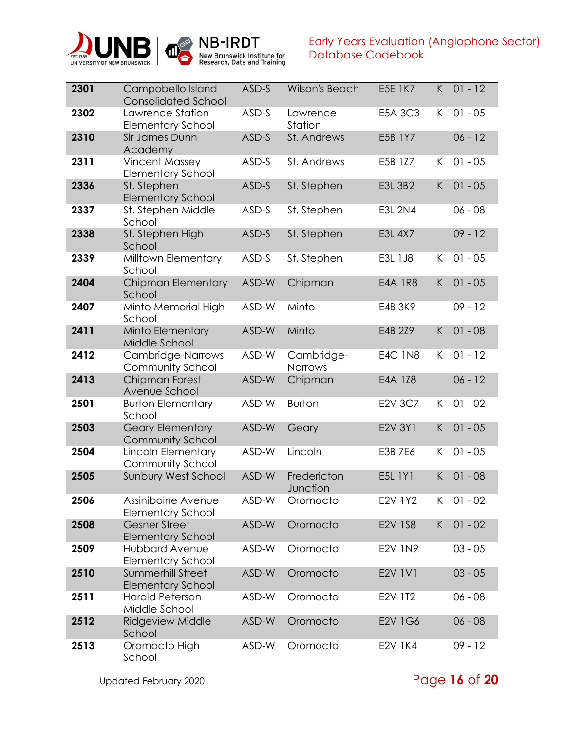| | | | | | | |
|---|---|---|---|---|---|---|
| **2301** | Campobello Island Consolidated School | ASD-S | Wilson's Beach | E5E 1K7 | K | 01 - 12 |
| **2302** | Lawrence Station Elementary School | ASD-S | Lawrence Station | E5A 3C3 | K | 01 - 05 |
| **2310** | Sir James Dunn Academy | ASD-S | St. Andrews | E5B 1Y7 | | 06 - 12 |
| **2311** | Vincent Massey Elementary School | ASD-S | St. Andrews | E5B 1Z7 | K | 01 - 05 |
| **2336** | St. Stephen Elementary School | ASD-S | St. Stephen | E3L 3B2 | K | 01 - 05 |
| **2337** | St. Stephen Middle School | ASD-S | St. Stephen | E3L 2N4 | | 06 - 08 |
| **2338** | St. Stephen High School | ASD-S | St. Stephen | E3L 4X7 | | 09 - 12 |
| **2339** | Milltown Elementary School | ASD-S | St. Stephen | E3L 1J8 | K | 01 - 05 |
| **2404** | Chipman Elementary School | ASD-W | Chipman | E4A 1R8 | K | 01 - 05 |
| **2407** | Minto Memorial High School | ASD-W | Minto | E4B 3K9 | | 09 - 12 |
| **2411** | Minto Elementary Middle School | ASD-W | Minto | E4B 2Z9 | K | 01 - 08 |
| **2412** | Cambridge-Narrows Community School | ASD-W | Cambridge-Narrows | E4C 1N8 | K | 01 - 12 |
| **2413** | Chipman Forest Avenue School | ASD-W | Chipman | E4A 1Z8 | | 06 - 12 |
| **2501** | Burton Elementary School | ASD-W | Burton | E2V 3C7 | K | 01 - 02 |
| **2503** | Geary Elementary Community School | ASD-W | Geary | E2V 3Y1 | K | 01 - 05 |
| **2504** | Lincoln Elementary Community School | ASD-W | Lincoln | E3B 7E6 | K | 01 - 05 |
| **2505** | Sunbury West School | ASD-W | Fredericton Junction | E5L 1Y1 | K | 01 - 08 |
| **2506** | Assiniboine Avenue Elementary School | ASD-W | Oromocto | E2V 1Y2 | K | 01 - 02 |
| **2508** | Gesner Street Elementary School | ASD-W | Oromocto | E2V 1S8 | K | 01 - 02 |
| **2509** | Hubbard Avenue Elementary School | ASD-W | Oromocto | E2V 1N9 | | 03 - 05 |
| **2510** | Summerhill Street Elementary School | ASD-W | Oromocto | E2V 1V1 | | 03 - 05 |
| **2511** | Harold Peterson Middle School | ASD-W | Oromocto | E2V 1T2 | | 06 - 08 |
| **2512** | Ridgeview Middle School | ASD-W | Oromocto | E2V 1G6 | | 06 - 08 |
| **2513** | Oromocto High School | ASD-W | Oromocto | E2V 1K4 | | 09 - 12 |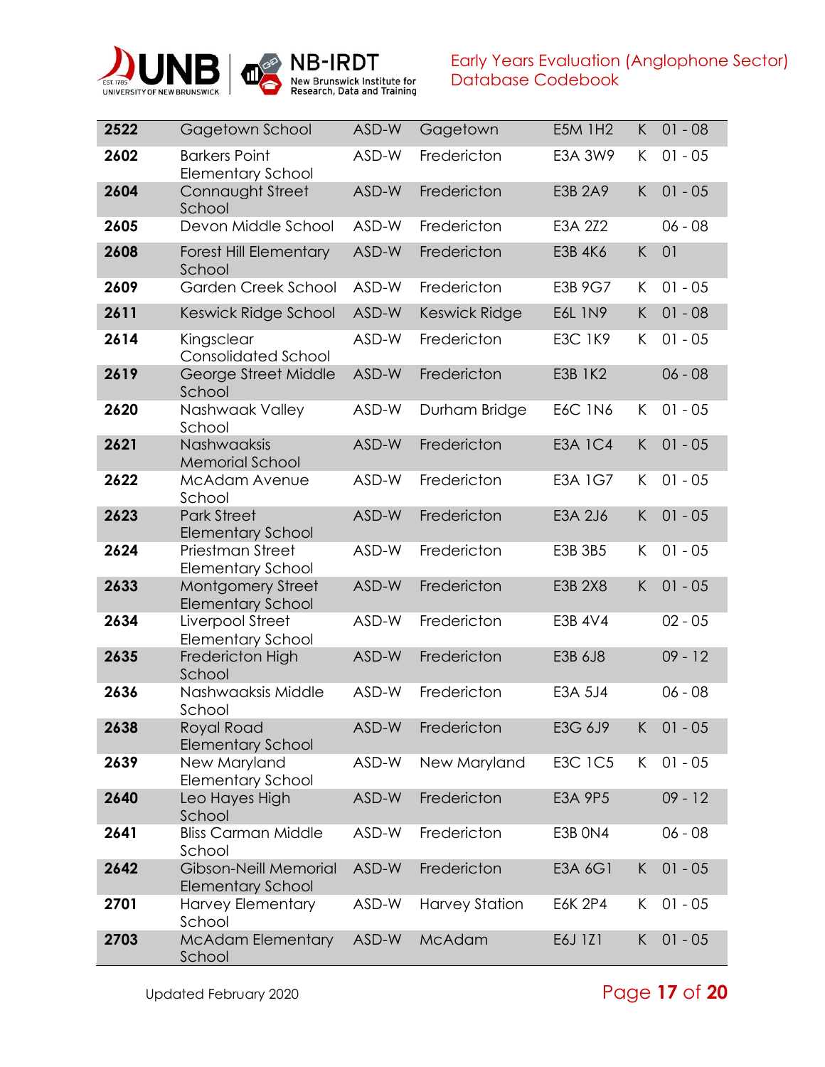| | | | | | | |
|---|---|---|---|---|---|---|
| **2522** | Gagetown School | ASD-W | Gagetown | E5M 1H2 | K | 01 - 08 |
| **2602** | Barkers Point Elementary School | ASD-W | Fredericton | E3A 3W9 | K | 01 - 05 |
| **2604** | Connaught Street School | ASD-W | Fredericton | E3B 2A9 | K | 01 - 05 |
| **2605** | Devon Middle School | ASD-W | Fredericton | E3A 2Z2 | | 06 - 08 |
| **2608** | Forest Hill Elementary School | ASD-W | Fredericton | E3B 4K6 | K | 01 |
| **2609** | Garden Creek School | ASD-W | Fredericton | E3B 9G7 | K | 01 - 05 |
| **2611** | Keswick Ridge School | ASD-W | Keswick Ridge | E6L 1N9 | K | 01 - 08 |
| **2614** | Kingsclear Consolidated School | ASD-W | Fredericton | E3C 1K9 | K | 01 - 05 |
| **2619** | George Street Middle School | ASD-W | Fredericton | E3B 1K2 | | 06 - 08 |
| **2620** | Nashwaak Valley School | ASD-W | Durham Bridge | E6C 1N6 | K | 01 - 05 |
| **2621** | Nashwaaksis Memorial School | ASD-W | Fredericton | E3A 1C4 | K | 01 - 05 |
| **2622** | McAdam Avenue School | ASD-W | Fredericton | E3A 1G7 | K | 01 - 05 |
| **2623** | Park Street Elementary School | ASD-W | Fredericton | E3A 2J6 | K | 01 - 05 |
| **2624** | Priestman Street Elementary School | ASD-W | Fredericton | E3B 3B5 | K | 01 - 05 |
| **2633** | Montgomery Street Elementary School | ASD-W | Fredericton | E3B 2X8 | K | 01 - 05 |
| **2634** | Liverpool Street Elementary School | ASD-W | Fredericton | E3B 4V4 | | 02 - 05 |
| **2635** | Fredericton High School | ASD-W | Fredericton | E3B 6J8 | | 09 - 12 |
| **2636** | Nashwaaksis Middle School | ASD-W | Fredericton | E3A 5J4 | | 06 - 08 |
| **2638** | Royal Road Elementary School | ASD-W | Fredericton | E3G 6J9 | K | 01 - 05 |
| **2639** | New Maryland Elementary School | ASD-W | New Maryland | E3C 1C5 | K | 01 - 05 |
| **2640** | Leo Hayes High School | ASD-W | Fredericton | E3A 9P5 | | 09 - 12 |
| **2641** | Bliss Carman Middle School | ASD-W | Fredericton | E3B 0N4 | | 06 - 08 |
| **2642** | Gibson-Neill Memorial Elementary School | ASD-W | Fredericton | E3A 6G1 | K | 01 - 05 |
| **2701** | Harvey Elementary School | ASD-W | Harvey Station | E6K 2P4 | K | 01 - 05 |
| **2703** | McAdam Elementary School | ASD-W | McAdam | E6J 1Z1 | K | 01 - 05 |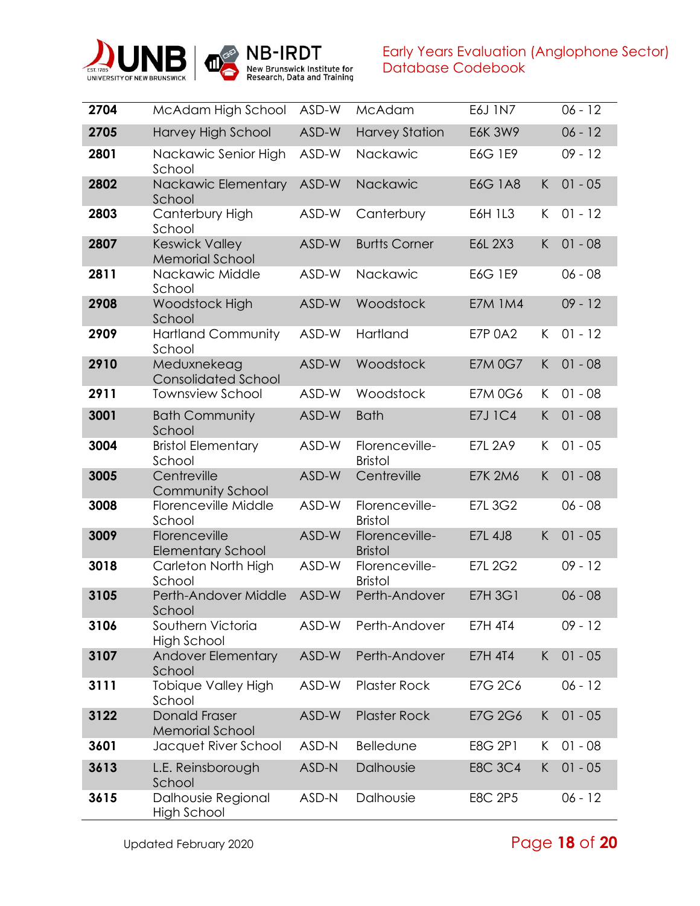| | | | | | | |
|---|---|---|---|---|---|---|
| **2704** | McAdam High School | ASD-W | McAdam | E6J 1N7 | | 06 - 12 |
| **2705** | Harvey High School | ASD-W | Harvey Station | E6K 3W9 | | 06 - 12 |
| **2801** | Nackawic Senior High School | ASD-W | Nackawic | E6G 1E9 | | 09 - 12 |
| **2802** | Nackawic Elementary School | ASD-W | Nackawic | E6G 1A8 | K | 01 - 05 |
| **2803** | Canterbury High School | ASD-W | Canterbury | E6H 1L3 | K | 01 - 12 |
| **2807** | Keswick Valley Memorial School | ASD-W | Burtts Corner | E6L 2X3 | K | 01 - 08 |
| **2811** | Nackawic Middle School | ASD-W | Nackawic | E6G 1E9 | | 06 - 08 |
| **2908** | Woodstock High School | ASD-W | Woodstock | E7M 1M4 | | 09 - 12 |
| **2909** | Hartland Community School | ASD-W | Hartland | E7P 0A2 | K | 01 - 12 |
| **2910** | Meduxnekeag Consolidated School | ASD-W | Woodstock | E7M 0G7 | K | 01 - 08 |
| **2911** | Townsview School | ASD-W | Woodstock | E7M 0G6 | K | 01 - 08 |
| **3001** | Bath Community School | ASD-W | Bath | E7J 1C4 | K | 01 - 08 |
| **3004** | Bristol Elementary School | ASD-W | Florenceville-Bristol | E7L 2A9 | K | 01 - 05 |
| **3005** | Centreville Community School | ASD-W | Centreville | E7K 2M6 | K | 01 - 08 |
| **3008** | Florenceville Middle School | ASD-W | Florenceville-Bristol | E7L 3G2 | | 06 - 08 |
| **3009** | Florenceville Elementary School | ASD-W | Florenceville-Bristol | E7L 4J8 | K | 01 - 05 |
| **3018** | Carleton North High School | ASD-W | Florenceville-Bristol | E7L 2G2 | | 09 - 12 |
| **3105** | Perth-Andover Middle School | ASD-W | Perth-Andover | E7H 3G1 | | 06 - 08 |
| **3106** | Southern Victoria High School | ASD-W | Perth-Andover | E7H 4T4 | | 09 - 12 |
| **3107** | Andover Elementary School | ASD-W | Perth-Andover | E7H 4T4 | K | 01 - 05 |
| **3111** | Tobique Valley High School | ASD-W | Plaster Rock | E7G 2C6 | | 06 - 12 |
| **3122** | Donald Fraser Memorial School | ASD-W | Plaster Rock | E7G 2G6 | K | 01 - 05 |
| **3601** | Jacquet River School | ASD-N | Belledune | E8G 2P1 | K | 01 - 08 |
| **3613** | L.E. Reinsborough School | ASD-N | Dalhousie | E8C 3C4 | K | 01 - 05 |
| **3615** | Dalhousie Regional High School | ASD-N | Dalhousie | E8C 2P5 | | 06 - 12 |

Updated February 2020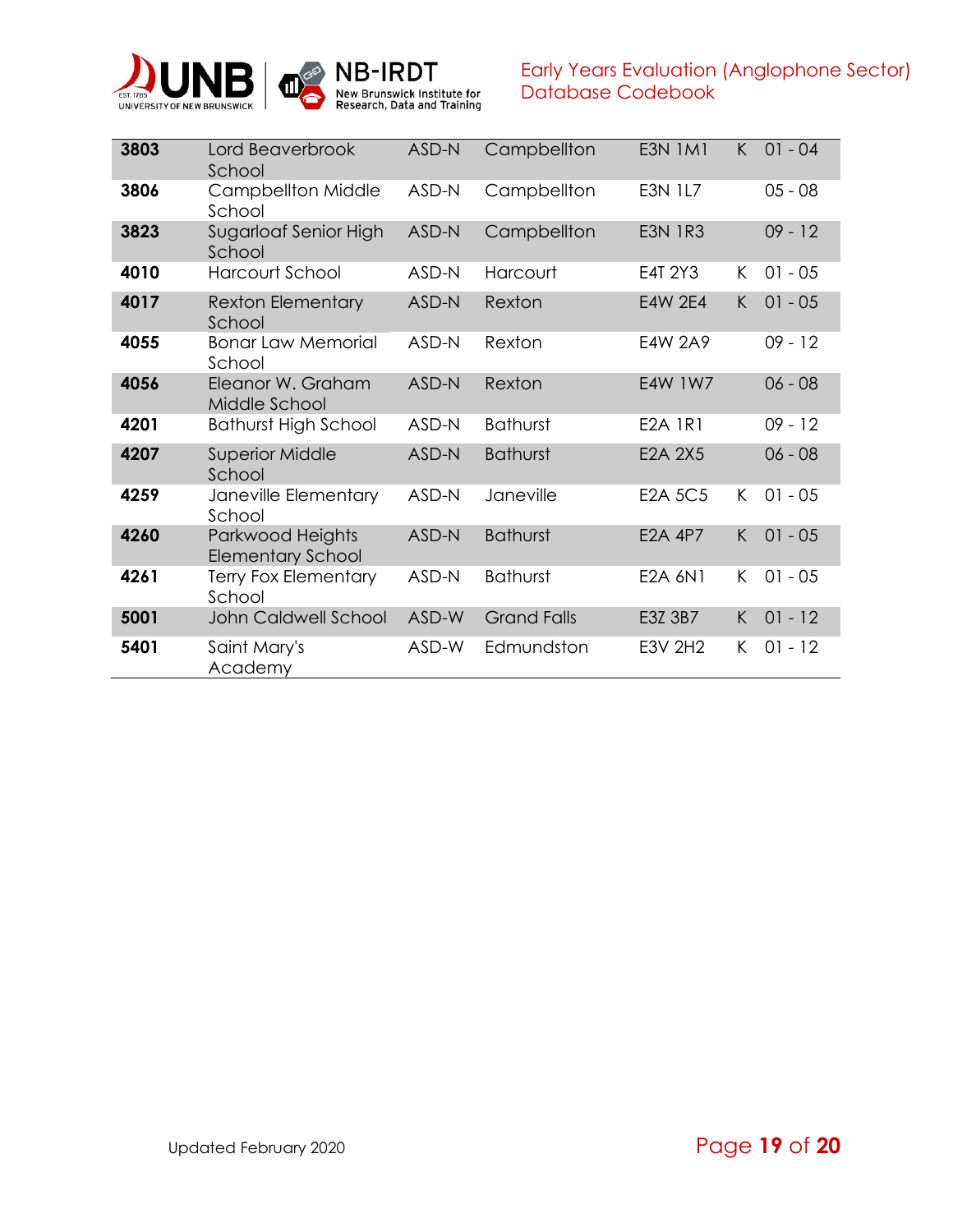| | | | | | | |
|---|---|---|---|---|---|---|
| **3803** | Lord Beaverbrook School | ASD-N | Campbellton | E3N 1M1 | K | 01 - 04 |
| **3806** | Campbellton Middle School | ASD-N | Campbellton | E3N 1L7 | | 05 - 08 |
| **3823** | Sugarloaf Senior High School | ASD-N | Campbellton | E3N 1R3 | | 09 - 12 |
| **4010** | Harcourt School | ASD-N | Harcourt | E4T 2Y3 | K | 01 - 05 |
| **4017** | Rexton Elementary School | ASD-N | Rexton | E4W 2E4 | K | 01 - 05 |
| **4055** | Bonar Law Memorial School | ASD-N | Rexton | E4W 2A9 | | 09 - 12 |
| **4056** | Eleanor W. Graham Middle School | ASD-N | Rexton | E4W 1W7 | | 06 - 08 |
| **4201** | Bathurst High School | ASD-N | Bathurst | E2A 1R1 | | 09 - 12 |
| **4207** | Superior Middle School | ASD-N | Bathurst | E2A 2X5 | | 06 - 08 |
| **4259** | Janeville Elementary School | ASD-N | Janeville | E2A 5C5 | K | 01 - 05 |
| **4260** | Parkwood Heights Elementary School | ASD-N | Bathurst | E2A 4P7 | K | 01 - 05 |
| **4261** | Terry Fox Elementary School | ASD-N | Bathurst | E2A 6N1 | K | 01 - 05 |
| **5001** | John Caldwell School | ASD-W | Grand Falls | E3Z 3B7 | K | 01 - 12 |
| **5401** | Saint Mary's Academy | ASD-W | Edmundston | E3V 2H2 | K | 01 - 12 |

Updated February 2020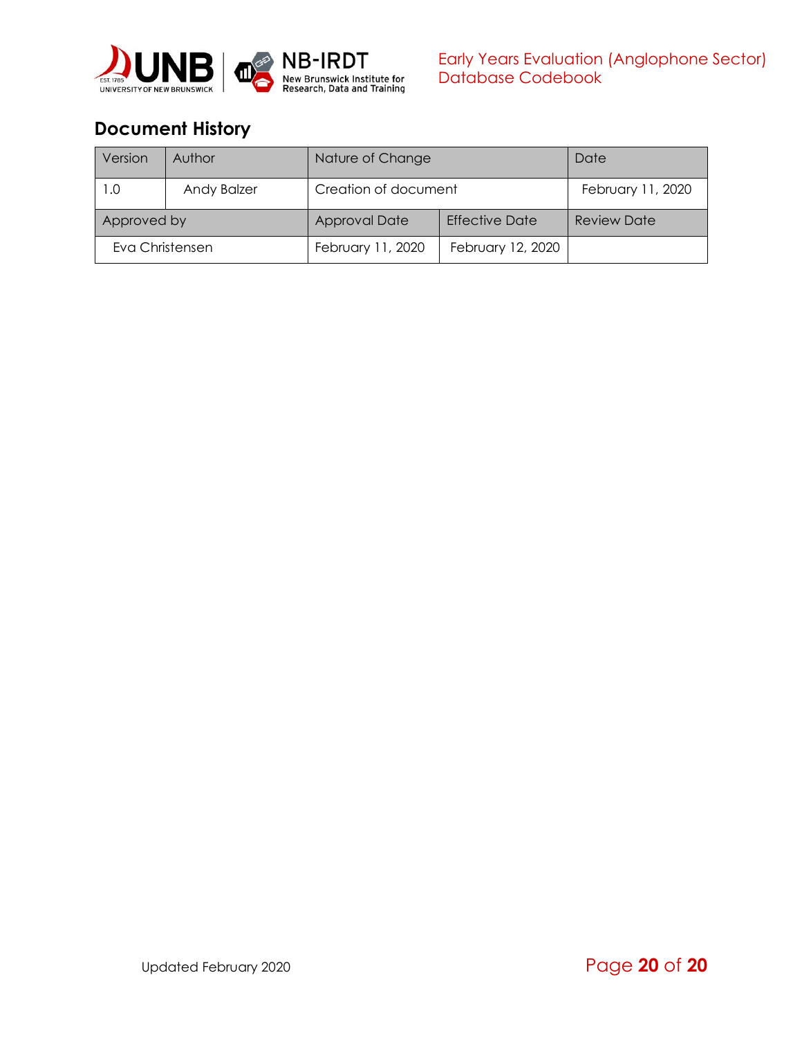## Document History

| Version | Author | Nature of Change | | Date |
|---|---|---|---|---|
| 1.0 | Andy Balzer | Creation of document | | February 11, 2020 |
| Approved by | | Approval Date | Effective Date | Review Date |
| Eva Christensen | | February 11, 2020 | February 12, 2020 | |